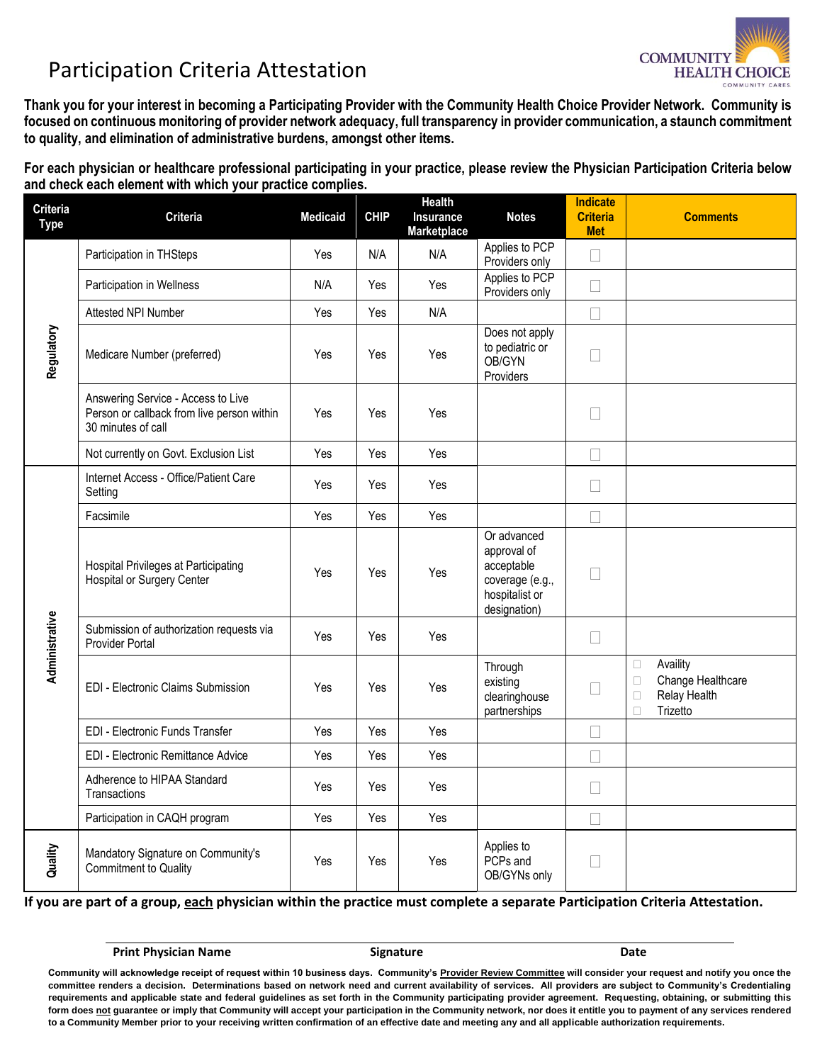# Participation Criteria Attestation

**Thank you for your interest in becoming a Participating Provider with the Community Health Choice Provider Network. Community is focused on continuous monitoring of provider network adequacy, full transparency in provider communication, a staunch commitment to quality, and elimination of administrative burdens, amongst other items.**

**For each physician or healthcare professional participating in your practice, please review the Physician Participation Criteria below and check each element with which your practice complies.**

| Criteria Type | Criteria | Medicaid | CHIP | Health Insurance Marketplace | Notes | Indicate Criteria Met | Comments |
|---|---|---|---|---|---|---|---|
| Regulatory | Participation in THSteps | Yes | N/A | N/A | Applies to PCP Providers only | ☐ | |
| | Participation in Wellness | N/A | Yes | Yes | Applies to PCP Providers only | ☐ | |
| | Attested NPI Number | Yes | Yes | N/A | | ☐ | |
| | Medicare Number (preferred) | Yes | Yes | Yes | Does not apply to pediatric or OB/GYN Providers | ☐ | |
| | Answering Service - Access to Live Person or callback from live person within 30 minutes of call | Yes | Yes | Yes | | ☐ | |
| | Not currently on Govt. Exclusion List | Yes | Yes | Yes | | ☐ | |
| Administrative | Internet Access - Office/Patient Care Setting | Yes | Yes | Yes | | ☐ | |
| | Facsimile | Yes | Yes | Yes | | ☐ | |
| | Hospital Privileges at Participating Hospital or Surgery Center | Yes | Yes | Yes | Or advanced approval of acceptable coverage (e.g., hospitalist or designation) | ☐ | |
| | Submission of authorization requests via Provider Portal | Yes | Yes | Yes | | ☐ | |
| | EDI - Electronic Claims Submission | Yes | Yes | Yes | Through existing clearinghouse partnerships | ☐ | ☐ Availity<br>☐ Change Healthcare<br>☐ Relay Health<br>☐ Trizetto |
| | EDI - Electronic Funds Transfer | Yes | Yes | Yes | | ☐ | |
| | EDI - Electronic Remittance Advice | Yes | Yes | Yes | | ☐ | |
| | Adherence to HIPAA Standard Transactions | Yes | Yes | Yes | | ☐ | |
| | Participation in CAQH program | Yes | Yes | Yes | | ☐ | |
| Quality | Mandatory Signature on Community's Commitment to Quality | Yes | Yes | Yes | Applies to PCPs and OB/GYNs only | ☐ | |

**If you are part of a group, <u>each</u> physician within the practice must complete a separate Participation Criteria Attestation.**

| Print Physician Name | Signature | Date |
|---|---|---|
| | | |

**Community will acknowledge receipt of request within 10 business days. Community's <u>Provider Review Committee</u> will consider your request and notify you once the committee renders a decision. Determinations based on network need and current availability of services. All providers are subject to Community's Credentialing requirements and applicable state and federal guidelines as set forth in the Community participating provider agreement. Requesting, obtaining, or submitting this form does <u>not</u> guarantee or imply that Community will accept your participation in the Community network, nor does it entitle you to payment of any services rendered to a Community Member prior to your receiving written confirmation of an effective date and meeting any and all applicable authorization requirements.**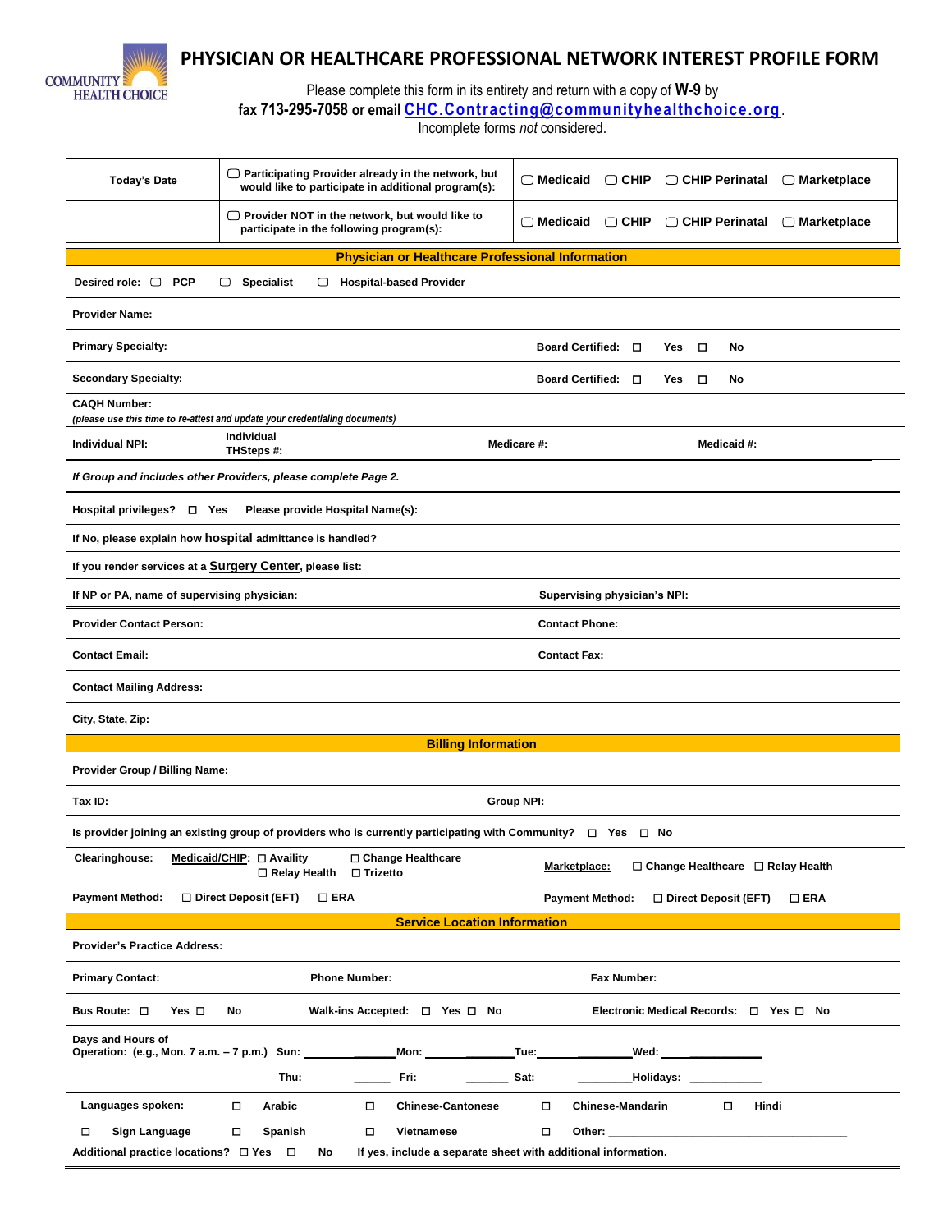# PHYSICIAN OR HEALTHCARE PROFESSIONAL NETWORK INTEREST PROFILE FORM

Please complete this form in its entirety and return with a copy of **W-9** by
**fax 713-295-7058 or email CHC.Contracting@communityhealthchoice.org**.
Incomplete forms *not* considered.

| Today's Date | ☐ Participating Provider already in the network, but would like to participate in additional program(s): | ☐ Medicaid ☐ CHIP ☐ CHIP Perinatal ☐ Marketplace |
|---|---|---|
| | ☐ Provider NOT in the network, but would like to participate in the following program(s): | ☐ Medicaid ☐ CHIP ☐ CHIP Perinatal ☐ Marketplace |

## Physician or Healthcare Professional Information

**Desired role:** ☐ PCP ☐ Specialist ☐ Hospital-based Provider

**Provider Name:**

**Primary Specialty:** **Board Certified:** ☐ Yes ☐ No

**Secondary Specialty:** **Board Certified:** ☐ Yes ☐ No

**CAQH Number:**
*(please use this time to re-attest and update your credentialing documents)*

**Individual NPI:** **Individual THSteps #:** **Medicare #:** **Medicaid #:**

***If Group and includes other Providers, please complete Page 2.***

**Hospital privileges?** ☐ **Yes** **Please provide Hospital Name(s):**

**If No, please explain how hospital admittance is handled?**

**If you render services at a Surgery Center, please list:**

**If NP or PA, name of supervising physician:** **Supervising physician's NPI:**

**Provider Contact Person:** **Contact Phone:**

**Contact Email:** **Contact Fax:**

**Contact Mailing Address:**

**City, State, Zip:**

## Billing Information

**Provider Group / Billing Name:**

**Tax ID:** **Group NPI:**

**Is provider joining an existing group of providers who is currently participating with Community?** ☐ **Yes** ☐ **No**

**Clearinghouse:** **Medicaid/CHIP:** ☐ Availity ☐ Change Healthcare ☐ Relay Health ☐ Trizetto **Marketplace:** ☐ Change Healthcare ☐ Relay Health

**Payment Method:** ☐ Direct Deposit (EFT) ☐ ERA **Payment Method:** ☐ Direct Deposit (EFT) ☐ ERA

## Service Location Information

**Provider's Practice Address:**

**Primary Contact:** **Phone Number:** **Fax Number:**

**Bus Route:** ☐ **Yes** ☐ **No** **Walk-ins Accepted:** ☐ **Yes** ☐ **No** **Electronic Medical Records:** ☐ **Yes** ☐ **No**

**Days and Hours of Operation: (e.g., Mon. 7 a.m. – 7 p.m.)** **Sun:** ____________ **Mon:** ____________ **Tue:** ____________ **Wed:** ____________
**Thu:** ____________ **Fri:** ____________ **Sat:** ____________ **Holidays:** ____________

**Languages spoken:** ☐ Arabic ☐ Chinese-Cantonese ☐ Chinese-Mandarin ☐ Hindi
☐ Sign Language ☐ Spanish ☐ Vietnamese ☐ Other: ____________

**Additional practice locations?** ☐ **Yes** ☐ **No** **If yes, include a separate sheet with additional information.**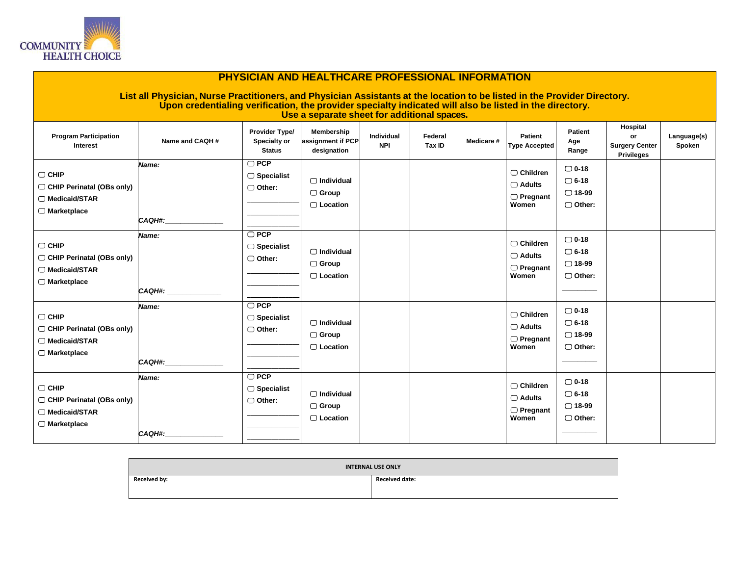COMMUNITY HEALTH CHOICE

## PHYSICIAN AND HEALTHCARE PROFESSIONAL INFORMATION

**List all Physician, Nurse Practitioners, and Physician Assistants at the location to be listed in the Provider Directory. Upon credentialing verification, the provider specialty indicated will also be listed in the directory. Use a separate sheet for additional spaces.**

| Program Participation Interest | Name and CAQH # | Provider Type/ Specialty or Status | Membership assignment if PCP designation | Individual NPI | Federal Tax ID | Medicare # | Patient Type Accepted | Patient Age Range | Hospital or Surgery Center Privileges | Language(s) Spoken |
|---|---|---|---|---|---|---|---|---|---|---|
| ▢ CHIP<br>▢ CHIP Perinatal (OBs only)<br>▢ Medicaid/STAR<br>▢ Marketplace | *Name:*<br><br>*CAQH#:*______________ | ▢ PCP<br>▢ Specialist<br>▢ Other:<br>____________<br>____________<br>____________ | ▢ Individual<br>▢ Group<br>▢ Location | | | | ▢ Children<br>▢ Adults<br>▢ Pregnant Women | ▢ 0-18<br>▢ 6-18<br>▢ 18-99<br>▢ Other:<br>________ | | |
| ▢ CHIP<br>▢ CHIP Perinatal (OBs only)<br>▢ Medicaid/STAR<br>▢ Marketplace | *Name:*<br><br>*CAQH#:* ______________ | ▢ PCP<br>▢ Specialist<br>▢ Other:<br>____________<br>____________<br>____________ | ▢ Individual<br>▢ Group<br>▢ Location | | | | ▢ Children<br>▢ Adults<br>▢ Pregnant Women | ▢ 0-18<br>▢ 6-18<br>▢ 18-99<br>▢ Other:<br>________ | | |
| ▢ CHIP<br>▢ CHIP Perinatal (OBs only)<br>▢ Medicaid/STAR<br>▢ Marketplace | *Name:*<br><br>*CAQH#:*______________ | ▢ PCP<br>▢ Specialist<br>▢ Other:<br>____________<br>____________<br>____________ | ▢ Individual<br>▢ Group<br>▢ Location | | | | ▢ Children<br>▢ Adults<br>▢ Pregnant Women | ▢ 0-18<br>▢ 6-18<br>▢ 18-99<br>▢ Other:<br>________ | | |
| ▢ CHIP<br>▢ CHIP Perinatal (OBs only)<br>▢ Medicaid/STAR<br>▢ Marketplace | *Name:*<br><br>*CAQH#:*______________ | ▢ PCP<br>▢ Specialist<br>▢ Other:<br>____________<br>____________<br>____________ | ▢ Individual<br>▢ Group<br>▢ Location | | | | ▢ Children<br>▢ Adults<br>▢ Pregnant Women | ▢ 0-18<br>▢ 6-18<br>▢ 18-99<br>▢ Other:<br>________ | | |

| INTERNAL USE ONLY | |
|---|---|
| **Received by:** | **Received date:** |